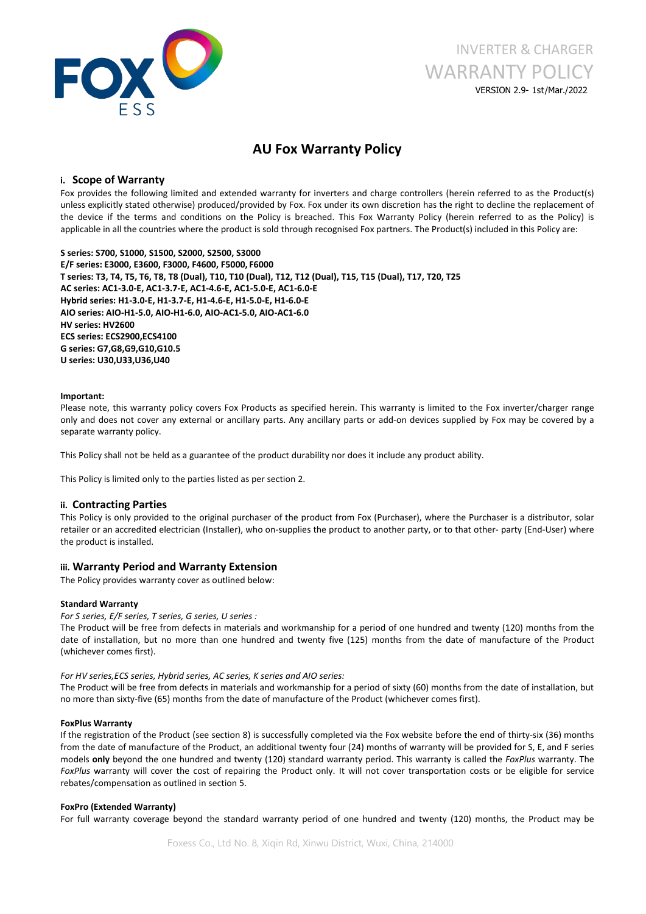INVERTER & CHARGER
WARRANTY POLICY
VERSION 2.9- 1st/Mar./2022

# AU Fox Warranty Policy

## i. Scope of Warranty

Fox provides the following limited and extended warranty for inverters and charge controllers (herein referred to as the Product(s) unless explicitly stated otherwise) produced/provided by Fox. Fox under its own discretion has the right to decline the replacement of the device if the terms and conditions on the Policy is breached. This Fox Warranty Policy (herein referred to as the Policy) is applicable in all the countries where the product is sold through recognised Fox partners. The Product(s) included in this Policy are:

**S series: S700, S1000, S1500, S2000, S2500, S3000**
**E/F series: E3000, E3600, F3000, F4600, F5000, F6000**
**T series: T3, T4, T5, T6, T8, T8 (Dual), T10, T10 (Dual), T12, T12 (Dual), T15, T15 (Dual), T17, T20, T25**
**AC series: AC1-3.0-E, AC1-3.7-E, AC1-4.6-E, AC1-5.0-E, AC1-6.0-E**
**Hybrid series: H1-3.0-E, H1-3.7-E, H1-4.6-E, H1-5.0-E, H1-6.0-E**
**AIO series: AIO-H1-5.0, AIO-H1-6.0, AIO-AC1-5.0, AIO-AC1-6.0**
**HV series: HV2600**
**ECS series: ECS2900,ECS4100**
**G series: G7,G8,G9,G10,G10.5**
**U series: U30,U33,U36,U40**

**Important:**

Please note, this warranty policy covers Fox Products as specified herein. This warranty is limited to the Fox inverter/charger range only and does not cover any external or ancillary parts. Any ancillary parts or add-on devices supplied by Fox may be covered by a separate warranty policy.

This Policy shall not be held as a guarantee of the product durability nor does it include any product ability.

This Policy is limited only to the parties listed as per section 2.

## ii. Contracting Parties

This Policy is only provided to the original purchaser of the product from Fox (Purchaser), where the Purchaser is a distributor, solar retailer or an accredited electrician (Installer), who on-supplies the product to another party, or to that other- party (End-User) where the product is installed.

## iii. Warranty Period and Warranty Extension

The Policy provides warranty cover as outlined below:

**Standard Warranty**

*For S series, E/F series, T series, G series, U series :*

The Product will be free from defects in materials and workmanship for a period of one hundred and twenty (120) months from the date of installation, but no more than one hundred and twenty five (125) months from the date of manufacture of the Product (whichever comes first).

*For HV series,ECS series, Hybrid series, AC series, K series and AIO series:*

The Product will be free from defects in materials and workmanship for a period of sixty (60) months from the date of installation, but no more than sixty-five (65) months from the date of manufacture of the Product (whichever comes first).

**FoxPlus Warranty**

If the registration of the Product (see section 8) is successfully completed via the Fox website before the end of thirty-six (36) months from the date of manufacture of the Product, an additional twenty four (24) months of warranty will be provided for S, E, and F series models **only** beyond the one hundred and twenty (120) standard warranty period. This warranty is called the *FoxPlus* warranty. The *FoxPlus* warranty will cover the cost of repairing the Product only. It will not cover transportation costs or be eligible for service rebates/compensation as outlined in section 5.

**FoxPro (Extended Warranty)**

For full warranty coverage beyond the standard warranty period of one hundred and twenty (120) months, the Product may be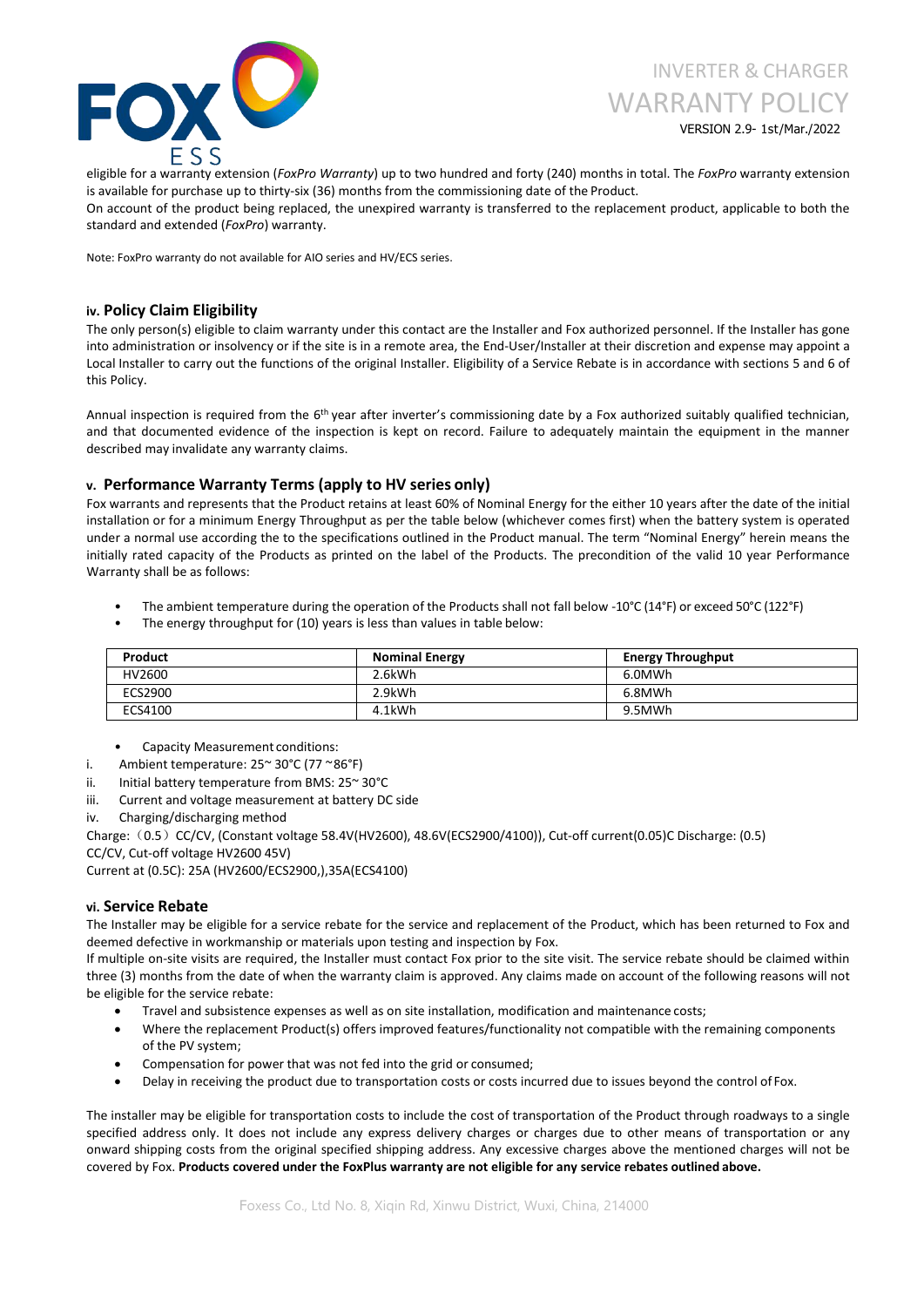eligible for a warranty extension (*FoxPro Warranty*) up to two hundred and forty (240) months in total. The *FoxPro* warranty extension is available for purchase up to thirty-six (36) months from the commissioning date of the Product.

On account of the product being replaced, the unexpired warranty is transferred to the replacement product, applicable to both the standard and extended (*FoxPro*) warranty.

Note: FoxPro warranty do not available for AIO series and HV/ECS series.

## iv. Policy Claim Eligibility

The only person(s) eligible to claim warranty under this contact are the Installer and Fox authorized personnel. If the Installer has gone into administration or insolvency or if the site is in a remote area, the End-User/Installer at their discretion and expense may appoint a Local Installer to carry out the functions of the original Installer. Eligibility of a Service Rebate is in accordance with sections 5 and 6 of this Policy.

Annual inspection is required from the 6th year after inverter's commissioning date by a Fox authorized suitably qualified technician, and that documented evidence of the inspection is kept on record. Failure to adequately maintain the equipment in the manner described may invalidate any warranty claims.

## v. Performance Warranty Terms (apply to HV series only)

Fox warrants and represents that the Product retains at least 60% of Nominal Energy for the either 10 years after the date of the initial installation or for a minimum Energy Throughput as per the table below (whichever comes first) when the battery system is operated under a normal use according the to the specifications outlined in the Product manual. The term "Nominal Energy" herein means the initially rated capacity of the Products as printed on the label of the Products. The precondition of the valid 10 year Performance Warranty shall be as follows:

- The ambient temperature during the operation of the Products shall not fall below -10°C (14°F) or exceed 50°C (122°F)
- The energy throughput for (10) years is less than values in table below:

| Product | Nominal Energy | Energy Throughput |
|---|---|---|
| HV2600 | 2.6kWh | 6.0MWh |
| ECS2900 | 2.9kWh | 6.8MWh |
| ECS4100 | 4.1kWh | 9.5MWh |

- Capacity Measurement conditions:

i. Ambient temperature: 25~ 30°C (77 ~86°F)
ii. Initial battery temperature from BMS: 25~ 30°C
iii. Current and voltage measurement at battery DC side
iv. Charging/discharging method

Charge:（0.5）CC/CV, (Constant voltage 58.4V(HV2600), 48.6V(ECS2900/4100)), Cut-off current(0.05)C Discharge: (0.5) CC/CV, Cut-off voltage HV2600 45V)
Current at (0.5C): 25A (HV2600/ECS2900,),35A(ECS4100)

## vi. Service Rebate

The Installer may be eligible for a service rebate for the service and replacement of the Product, which has been returned to Fox and deemed defective in workmanship or materials upon testing and inspection by Fox.

If multiple on-site visits are required, the Installer must contact Fox prior to the site visit. The service rebate should be claimed within three (3) months from the date of when the warranty claim is approved. Any claims made on account of the following reasons will not be eligible for the service rebate:

- Travel and subsistence expenses as well as on site installation, modification and maintenance costs;
- Where the replacement Product(s) offers improved features/functionality not compatible with the remaining components of the PV system;
- Compensation for power that was not fed into the grid or consumed;
- Delay in receiving the product due to transportation costs or costs incurred due to issues beyond the control of Fox.

The installer may be eligible for transportation costs to include the cost of transportation of the Product through roadways to a single specified address only. It does not include any express delivery charges or charges due to other means of transportation or any onward shipping costs from the original specified shipping address. Any excessive charges above the mentioned charges will not be covered by Fox. **Products covered under the FoxPlus warranty are not eligible for any service rebates outlined above.**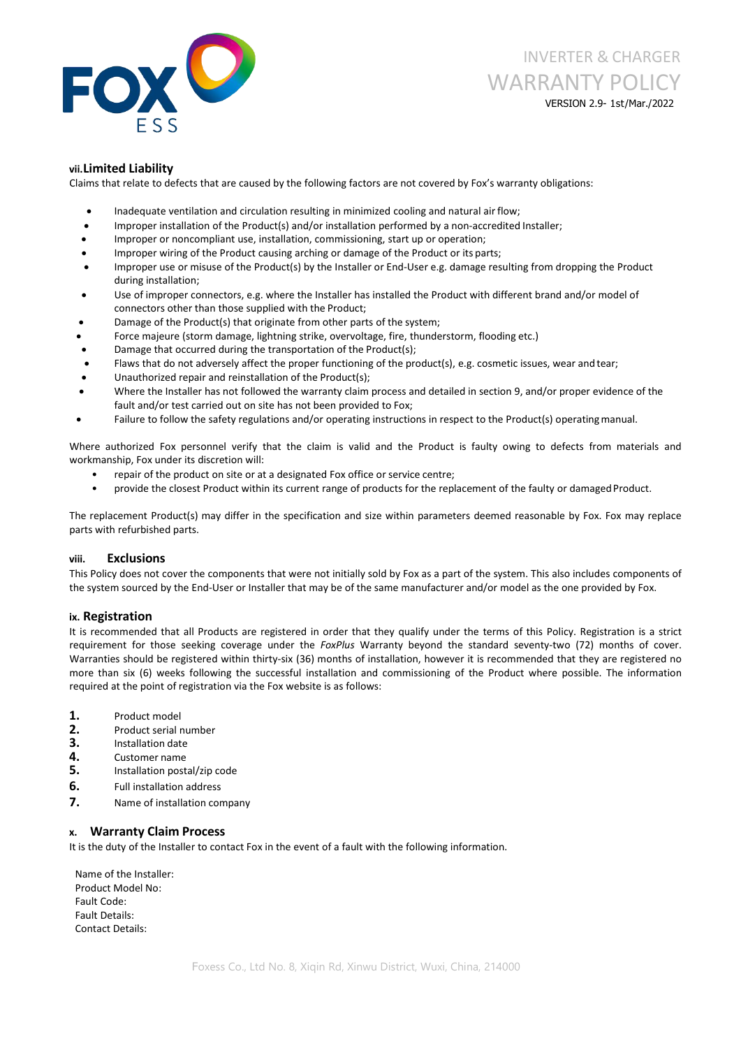### vii. Limited Liability

Claims that relate to defects that are caused by the following factors are not covered by Fox's warranty obligations:

- Inadequate ventilation and circulation resulting in minimized cooling and natural air flow;
- Improper installation of the Product(s) and/or installation performed by a non-accredited Installer;
- Improper or noncompliant use, installation, commissioning, start up or operation;
- Improper wiring of the Product causing arching or damage of the Product or its parts;
- Improper use or misuse of the Product(s) by the Installer or End-User e.g. damage resulting from dropping the Product during installation;
- Use of improper connectors, e.g. where the Installer has installed the Product with different brand and/or model of connectors other than those supplied with the Product;
- Damage of the Product(s) that originate from other parts of the system;
- Force majeure (storm damage, lightning strike, overvoltage, fire, thunderstorm, flooding etc.)
- Damage that occurred during the transportation of the Product(s);
- Flaws that do not adversely affect the proper functioning of the product(s), e.g. cosmetic issues, wear and tear;
- Unauthorized repair and reinstallation of the Product(s);
- Where the Installer has not followed the warranty claim process and detailed in section 9, and/or proper evidence of the fault and/or test carried out on site has not been provided to Fox;
- Failure to follow the safety regulations and/or operating instructions in respect to the Product(s) operating manual.

Where authorized Fox personnel verify that the claim is valid and the Product is faulty owing to defects from materials and workmanship, Fox under its discretion will:

- repair of the product on site or at a designated Fox office or service centre;
- provide the closest Product within its current range of products for the replacement of the faulty or damaged Product.

The replacement Product(s) may differ in the specification and size within parameters deemed reasonable by Fox. Fox may replace parts with refurbished parts.

### viii. Exclusions

This Policy does not cover the components that were not initially sold by Fox as a part of the system. This also includes components of the system sourced by the End-User or Installer that may be of the same manufacturer and/or model as the one provided by Fox.

### ix. Registration

It is recommended that all Products are registered in order that they qualify under the terms of this Policy. Registration is a strict requirement for those seeking coverage under the *FoxPlus* Warranty beyond the standard seventy-two (72) months of cover. Warranties should be registered within thirty-six (36) months of installation, however it is recommended that they are registered no more than six (6) weeks following the successful installation and commissioning of the Product where possible. The information required at the point of registration via the Fox website is as follows:

1. Product model
2. Product serial number
3. Installation date
4. Customer name
5. Installation postal/zip code
6. Full installation address
7. Name of installation company

### x. Warranty Claim Process

It is the duty of the Installer to contact Fox in the event of a fault with the following information.

Name of the Installer:
Product Model No:
Fault Code:
Fault Details:
Contact Details: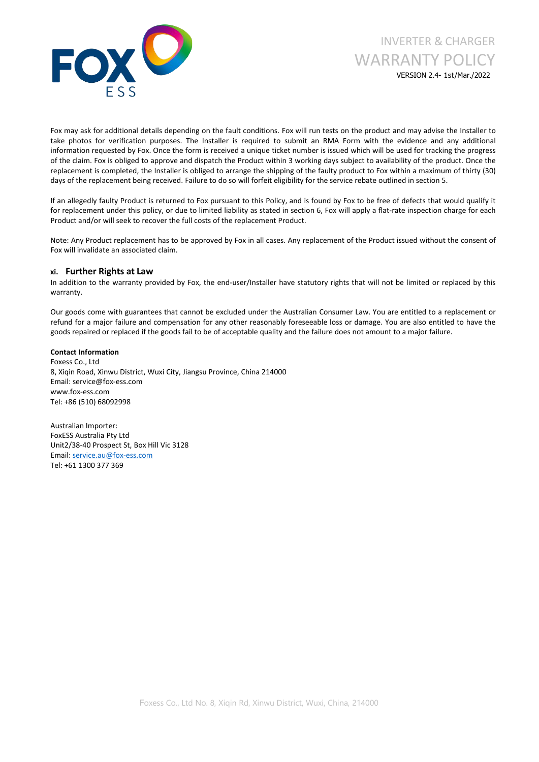Fox may ask for additional details depending on the fault conditions. Fox will run tests on the product and may advise the Installer to take photos for verification purposes. The Installer is required to submit an RMA Form with the evidence and any additional information requested by Fox. Once the form is received a unique ticket number is issued which will be used for tracking the progress of the claim. Fox is obliged to approve and dispatch the Product within 3 working days subject to availability of the product. Once the replacement is completed, the Installer is obliged to arrange the shipping of the faulty product to Fox within a maximum of thirty (30) days of the replacement being received. Failure to do so will forfeit eligibility for the service rebate outlined in section 5.

If an allegedly faulty Product is returned to Fox pursuant to this Policy, and is found by Fox to be free of defects that would qualify it for replacement under this policy, or due to limited liability as stated in section 6, Fox will apply a flat-rate inspection charge for each Product and/or will seek to recover the full costs of the replacement Product.

Note: Any Product replacement has to be approved by Fox in all cases. Any replacement of the Product issued without the consent of Fox will invalidate an associated claim.

## xi. Further Rights at Law

In addition to the warranty provided by Fox, the end-user/Installer have statutory rights that will not be limited or replaced by this warranty.

Our goods come with guarantees that cannot be excluded under the Australian Consumer Law. You are entitled to a replacement or refund for a major failure and compensation for any other reasonably foreseeable loss or damage. You are also entitled to have the goods repaired or replaced if the goods fail to be of acceptable quality and the failure does not amount to a major failure.

**Contact Information**
Foxess Co., Ltd
8, Xiqin Road, Xinwu District, Wuxi City, Jiangsu Province, China 214000
Email: service@fox-ess.com
www.fox-ess.com
Tel: +86 (510) 68092998

Australian Importer:
FoxESS Australia Pty Ltd
Unit2/38-40 Prospect St, Box Hill Vic 3128
Email: service.au@fox-ess.com
Tel: +61 1300 377 369